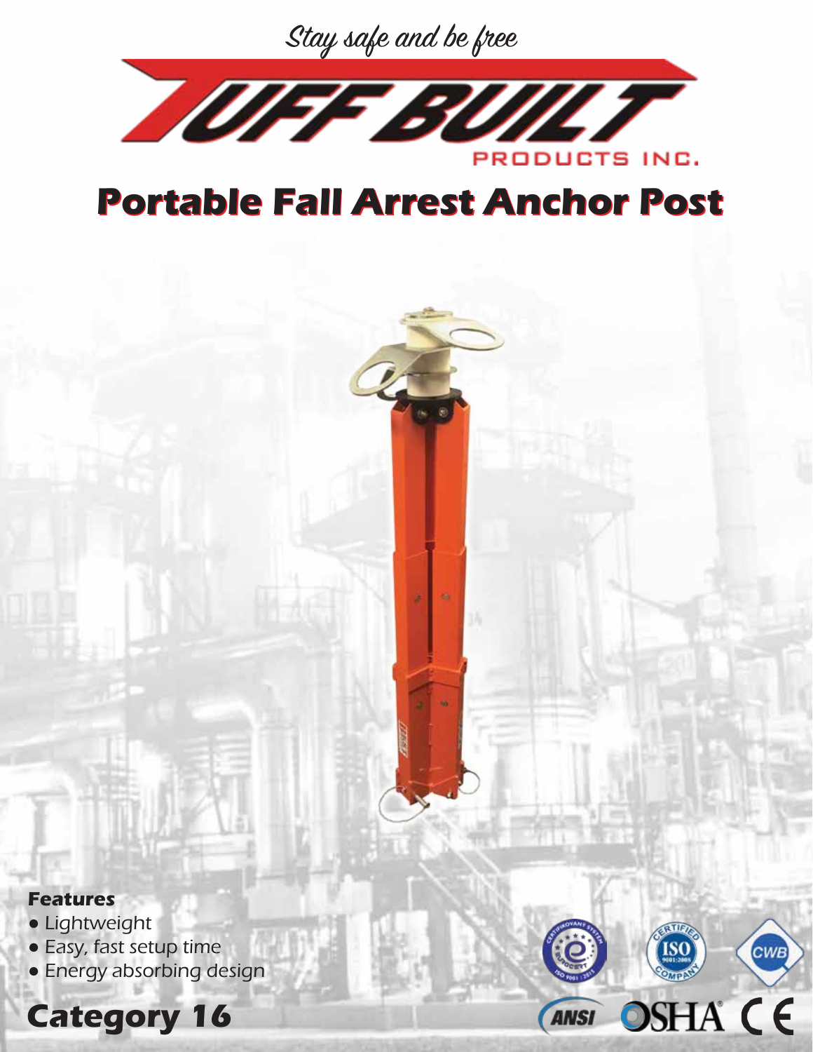*Stay safe and be free*

TUFF BUILT PRODUCTS INC.

# Portable Fall Arrest Anchor Post

**Features**

- Lightweight
- Easy, fast setup time
- Energy absorbing design

## Category 16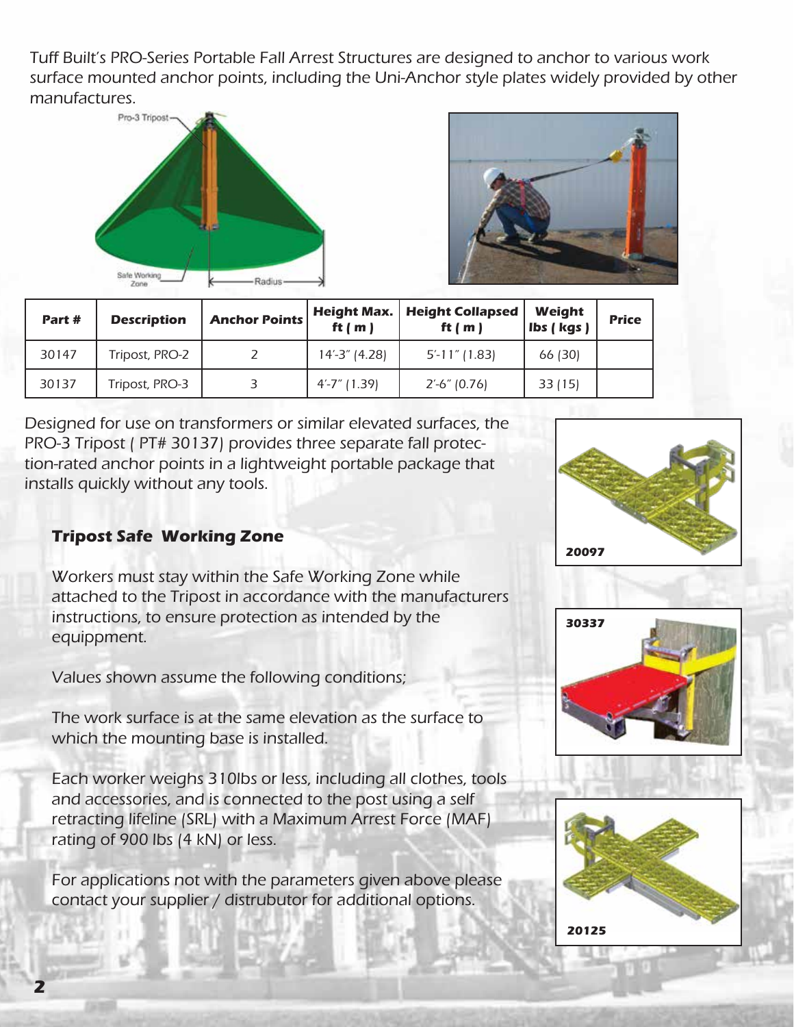Tuff Built's PRO-Series Portable Fall Arrest Structures are designed to anchor to various work surface mounted anchor points, including the Uni-Anchor style plates widely provided by other manufactures.

Pro-3 Tripost

Safe Working Zone

Radius

| Part # | Description | Anchor Points | Height Max. ft ( m ) | Height Collapsed ft ( m ) | Weight lbs ( kgs ) | Price |
|---|---|---|---|---|---|---|
| 30147 | Tripost, PRO-2 | 2 | 14'-3" (4.28) | 5'-11" (1.83) | 66 (30) | |
| 30137 | Tripost, PRO-3 | 3 | 4'-7" (1.39) | 2'-6" (0.76) | 33 (15) | |

Designed for use on transformers or similar elevated surfaces, the PRO-3 Tripost ( PT# 30137) provides three separate fall protection-rated anchor points in a lightweight portable package that installs quickly without any tools.

### Tripost Safe Working Zone

Workers must stay within the Safe Working Zone while attached to the Tripost in accordance with the manufacturers instructions, to ensure protection as intended by the equippment.

Values shown assume the following conditions;

The work surface is at the same elevation as the surface to which the mounting base is installed.

Each worker weighs 310lbs or less, including all clothes, tools and accessories, and is connected to the post using a self retracting lifeline (SRL) with a Maximum Arrest Force (MAF) rating of 900 lbs (4 kN) or less.

For applications not with the parameters given above please contact your supplier / distrubutor for additional options.

20097

30337

20125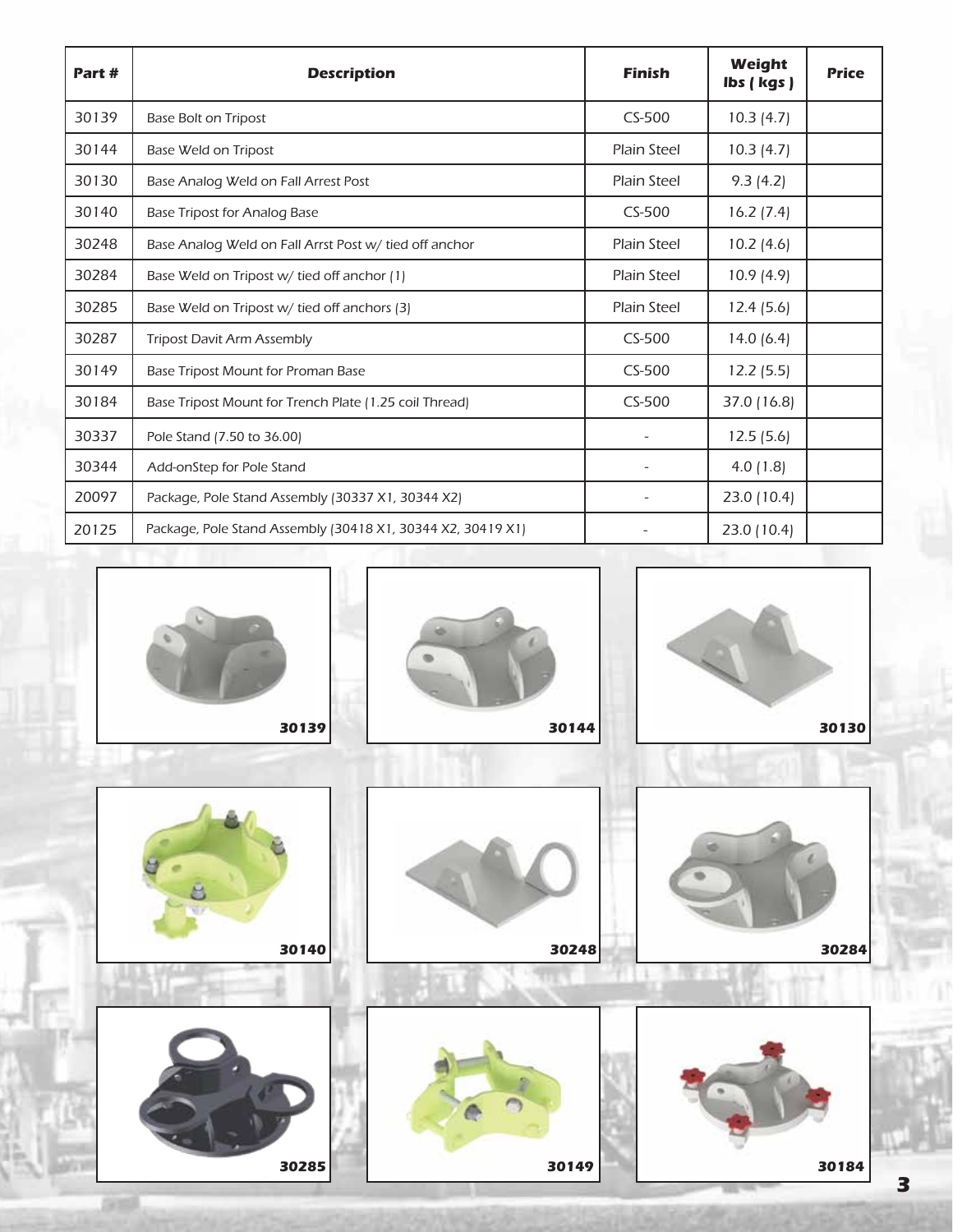| Part # | Description | Finish | Weight lbs ( kgs ) | Price |
|---|---|---|---|---|
| 30139 | Base Bolt on Tripost | CS-500 | 10.3 (4.7) | |
| 30144 | Base Weld on Tripost | Plain Steel | 10.3 (4.7) | |
| 30130 | Base Analog Weld on Fall Arrest Post | Plain Steel | 9.3 (4.2) | |
| 30140 | Base Tripost for Analog Base | CS-500 | 16.2 (7.4) | |
| 30248 | Base Analog Weld on Fall Arrst Post w/ tied off anchor | Plain Steel | 10.2 (4.6) | |
| 30284 | Base Weld on Tripost w/ tied off anchor (1) | Plain Steel | 10.9 (4.9) | |
| 30285 | Base Weld on Tripost w/ tied off anchors (3) | Plain Steel | 12.4 (5.6) | |
| 30287 | Tripost Davit Arm Assembly | CS-500 | 14.0 (6.4) | |
| 30149 | Base Tripost Mount for Proman Base | CS-500 | 12.2 (5.5) | |
| 30184 | Base Tripost Mount for Trench Plate (1.25 coil Thread) | CS-500 | 37.0 (16.8) | |
| 30337 | Pole Stand (7.50 to 36.00) | - | 12.5 (5.6) | |
| 30344 | Add-onStep for Pole Stand | - | 4.0 (1.8) | |
| 20097 | Package, Pole Stand Assembly (30337 X1, 30344 X2) | - | 23.0 (10.4) | |
| 20125 | Package, Pole Stand Assembly (30418 X1, 30344 X2, 30419 X1) | - | 23.0 (10.4) | |

30139

30144

30130

30140

30248

30284

30285

30149

30184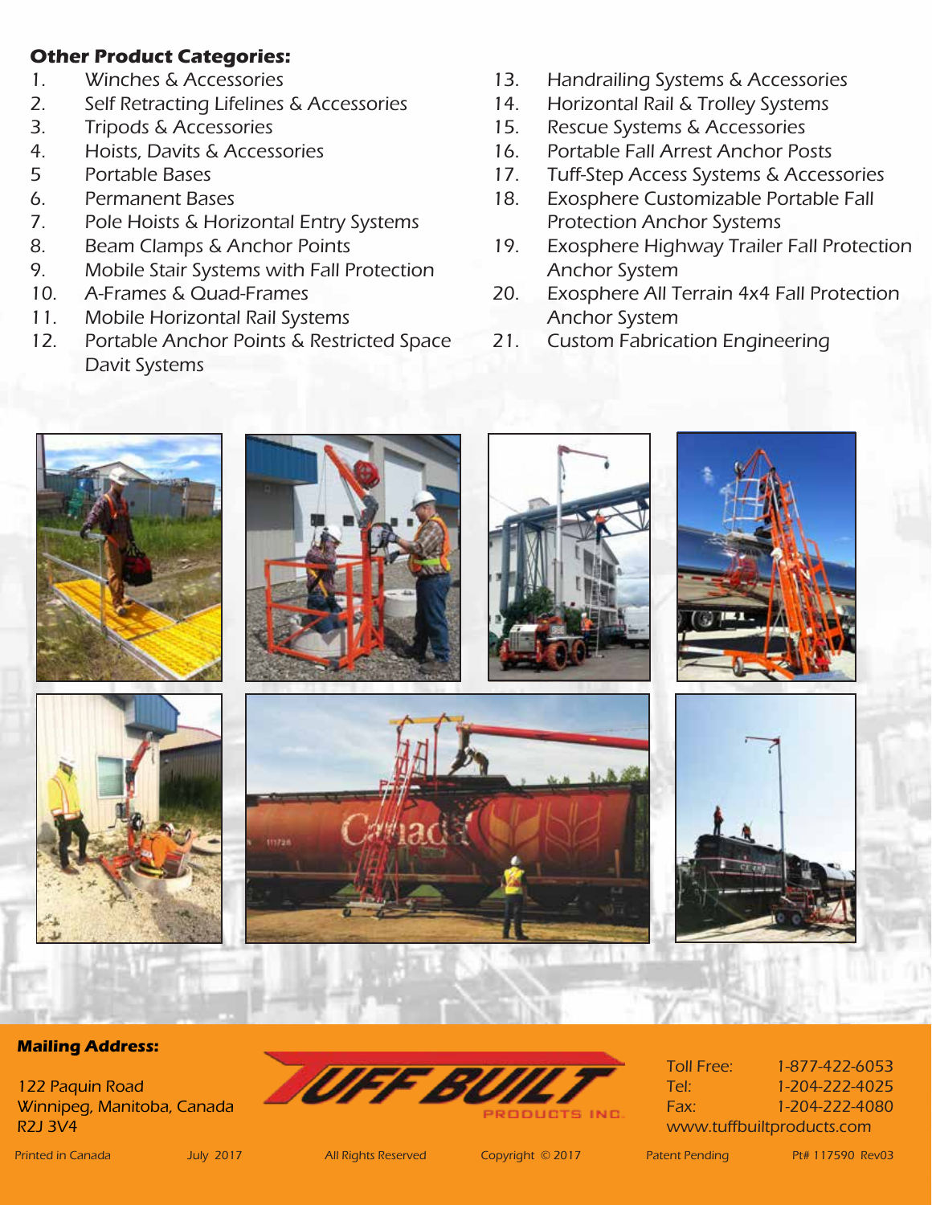**Other Product Categories:**

1. Winches & Accessories
2. Self Retracting Lifelines & Accessories
3. Tripods & Accessories
4. Hoists, Davits & Accessories
5. Portable Bases
6. Permanent Bases
7. Pole Hoists & Horizontal Entry Systems
8. Beam Clamps & Anchor Points
9. Mobile Stair Systems with Fall Protection
10. A-Frames & Quad-Frames
11. Mobile Horizontal Rail Systems
12. Portable Anchor Points & Restricted Space Davit Systems
13. Handrailing Systems & Accessories
14. Horizontal Rail & Trolley Systems
15. Rescue Systems & Accessories
16. Portable Fall Arrest Anchor Posts
17. Tuff-Step Access Systems & Accessories
18. Exosphere Customizable Portable Fall Protection Anchor Systems
19. Exosphere Highway Trailer Fall Protection Anchor System
20. Exosphere All Terrain 4x4 Fall Protection Anchor System
21. Custom Fabrication Engineering

**Mailing Address:**

122 Paquin Road
Winnipeg, Manitoba, Canada
R2J 3V4

TUFF BUILT PRODUCTS INC.

Toll Free: 1-877-422-6053
Tel: 1-204-222-4025
Fax: 1-204-222-4080
www.tuffbuiltproducts.com

Printed in Canada July 2017 All Rights Reserved Copyright © 2017 Patent Pending Pt# 117590 Rev03